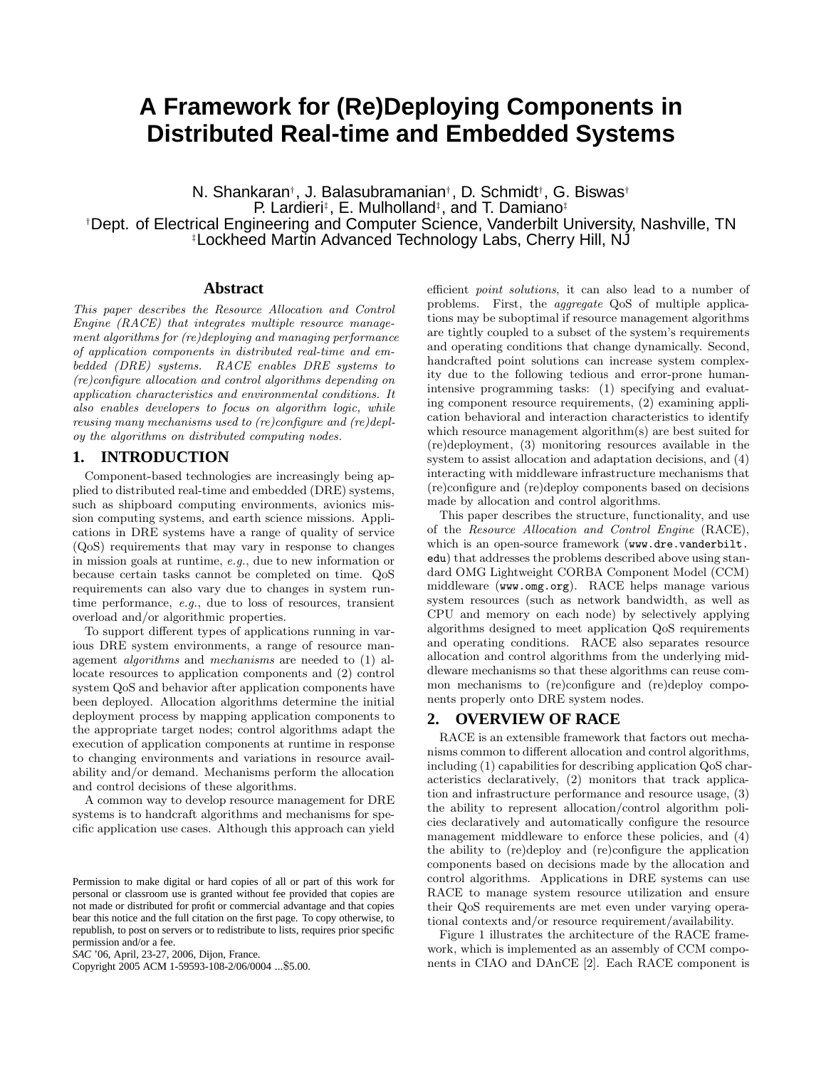# A Framework for (Re)Deploying Components in Distributed Real-time and Embedded Systems

N. Shankaran[†], J. Balasubramanian[†], D. Schmidt[†], G. Biswas[†]
P. Lardieri[‡], E. Mulholland[‡], and T. Damiano[‡]
[†]Dept. of Electrical Engineering and Computer Science, Vanderbilt University, Nashville, TN
[‡]Lockheed Martin Advanced Technology Labs, Cherry Hill, NJ

## Abstract

*This paper describes the Resource Allocation and Control Engine (RACE) that integrates multiple resource management algorithms for (re)deploying and managing performance of application components in distributed real-time and embedded (DRE) systems. RACE enables DRE systems to (re)configure allocation and control algorithms depending on application characteristics and environmental conditions. It also enables developers to focus on algorithm logic, while reusing many mechanisms used to (re)configure and (re)deploy the algorithms on distributed computing nodes.*

## 1. INTRODUCTION

Component-based technologies are increasingly being applied to distributed real-time and embedded (DRE) systems, such as shipboard computing environments, avionics mission computing systems, and earth science missions. Applications in DRE systems have a range of quality of service (QoS) requirements that may vary in response to changes in mission goals at runtime, *e.g.*, due to new information or because certain tasks cannot be completed on time. QoS requirements can also vary due to changes in system runtime performance, *e.g.*, due to loss of resources, transient overload and/or algorithmic properties.

To support different types of applications running in various DRE system environments, a range of resource management *algorithms* and *mechanisms* are needed to (1) allocate resources to application components and (2) control system QoS and behavior after application components have been deployed. Allocation algorithms determine the initial deployment process by mapping application components to the appropriate target nodes; control algorithms adapt the execution of application components at runtime in response to changing environments and variations in resource availability and/or demand. Mechanisms perform the allocation and control decisions of these algorithms.

A common way to develop resource management for DRE systems is to handcraft algorithms and mechanisms for specific application use cases. Although this approach can yield efficient *point solutions*, it can also lead to a number of problems. First, the *aggregate* QoS of multiple applications may be suboptimal if resource management algorithms are tightly coupled to a subset of the system's requirements and operating conditions that change dynamically. Second, handcrafted point solutions can increase system complexity due to the following tedious and error-prone human-intensive programming tasks: (1) specifying and evaluating component resource requirements, (2) examining application behavioral and interaction characteristics to identify which resource management algorithm(s) are best suited for (re)deployment, (3) monitoring resources available in the system to assist allocation and adaptation decisions, and (4) interacting with middleware infrastructure mechanisms that (re)configure and (re)deploy components based on decisions made by allocation and control algorithms.

This paper describes the structure, functionality, and use of the *Resource Allocation and Control Engine* (RACE), which is an open-source framework (www.dre.vanderbilt.edu) that addresses the problems described above using standard OMG Lightweight CORBA Component Model (CCM) middleware (www.omg.org). RACE helps manage various system resources (such as network bandwidth, as well as CPU and memory on each node) by selectively applying algorithms designed to meet application QoS requirements and operating conditions. RACE also separates resource allocation and control algorithms from the underlying middleware mechanisms so that these algorithms can reuse common mechanisms to (re)configure and (re)deploy components properly onto DRE system nodes.

## 2. OVERVIEW OF RACE

RACE is an extensible framework that factors out mechanisms common to different allocation and control algorithms, including (1) capabilities for describing application QoS characteristics declaratively, (2) monitors that track application and infrastructure performance and resource usage, (3) the ability to represent allocation/control algorithm policies declaratively and automatically configure the resource management middleware to enforce these policies, and (4) the ability to (re)deploy and (re)configure the application components based on decisions made by the allocation and control algorithms. Applications in DRE systems can use RACE to manage system resource utilization and ensure their QoS requirements are met even under varying operational contexts and/or resource requirement/availability.

Figure 1 illustrates the architecture of the RACE framework, which is implemented as an assembly of CCM components in CIAO and DAnCE [2]. Each RACE component is

Permission to make digital or hard copies of all or part of this work for personal or classroom use is granted without fee provided that copies are not made or distributed for profit or commercial advantage and that copies bear this notice and the full citation on the first page. To copy otherwise, to republish, to post on servers or to redistribute to lists, requires prior specific permission and/or a fee.
*SAC* '06, April, 23-27, 2006, Dijon, France.
Copyright 2005 ACM 1-59593-108-2/06/0004 ...$5.00.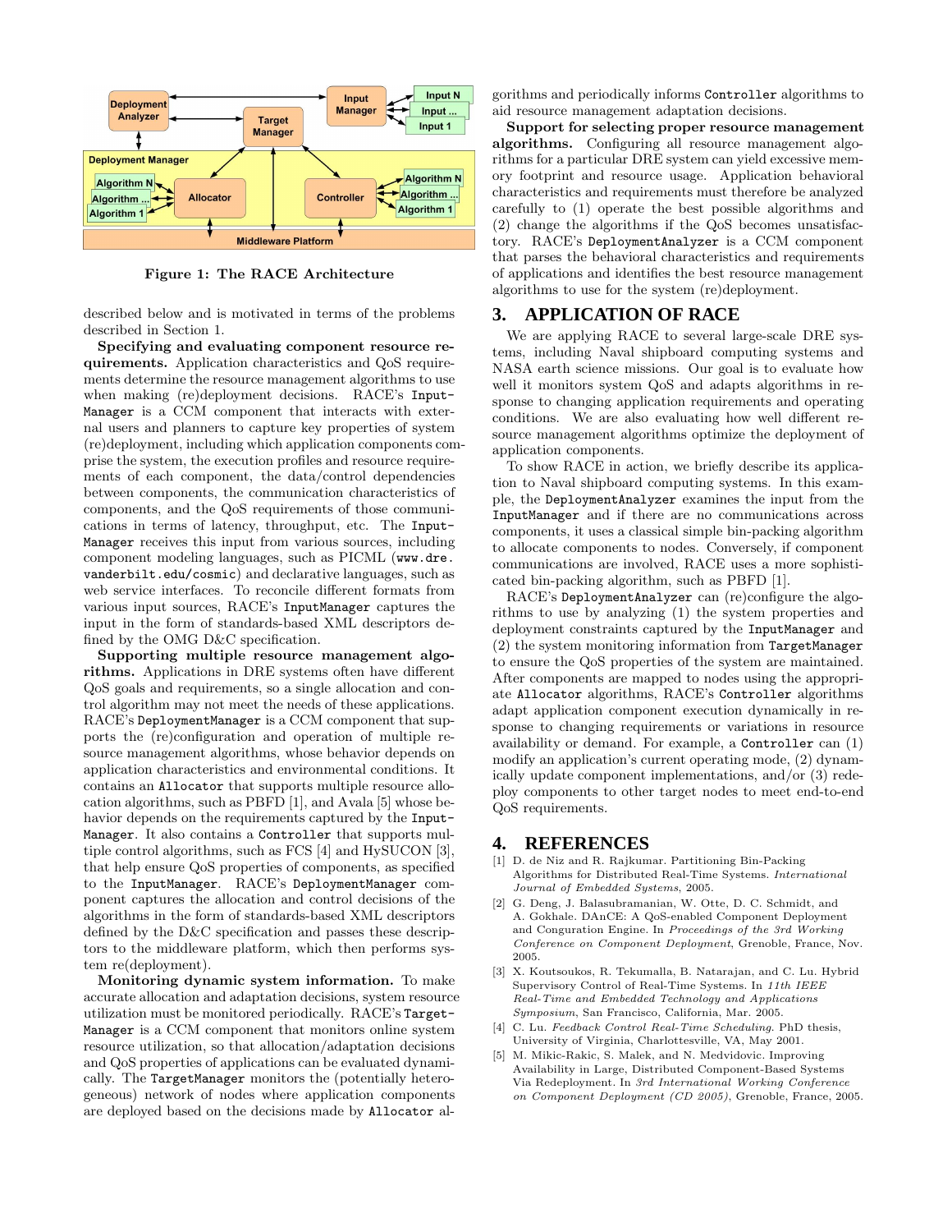Figure 1: The RACE Architecture

described below and is motivated in terms of the problems described in Section 1.

**Specifying and evaluating component resource requirements.** Application characteristics and QoS requirements determine the resource management algorithms to use when making (re)deployment decisions. RACE's `InputManager` is a CCM component that interacts with external users and planners to capture key properties of system (re)deployment, including which application components comprise the system, the execution profiles and resource requirements of each component, the data/control dependencies between components, the communication characteristics of components, and the QoS requirements of those communications in terms of latency, throughput, etc. The `InputManager` receives this input from various sources, including component modeling languages, such as PICML (`www.dre.vanderbilt.edu/cosmic`) and declarative languages, such as web service interfaces. To reconcile different formats from various input sources, RACE's `InputManager` captures the input in the form of standards-based XML descriptors defined by the OMG D&C specification.

**Supporting multiple resource management algorithms.** Applications in DRE systems often have different QoS goals and requirements, so a single allocation and control algorithm may not meet the needs of these applications. RACE's `DeploymentManager` is a CCM component that supports the (re)configuration and operation of multiple resource management algorithms, whose behavior depends on application characteristics and environmental conditions. It contains an `Allocator` that supports multiple resource allocation algorithms, such as PBFD [1], and Avala [5] whose behavior depends on the requirements captured by the `InputManager`. It also contains a `Controller` that supports multiple control algorithms, such as FCS [4] and HySUCON [3], that help ensure QoS properties of components, as specified to the `InputManager`. RACE's `DeploymentManager` component captures the allocation and control decisions of the algorithms in the form of standards-based XML descriptors defined by the D&C specification and passes these descriptors to the middleware platform, which then performs system re(deployment).

**Monitoring dynamic system information.** To make accurate allocation and adaptation decisions, system resource utilization must be monitored periodically. RACE's `TargetManager` is a CCM component that monitors online system resource utilization, so that allocation/adaptation decisions and QoS properties of applications can be evaluated dynamically. The `TargetManager` monitors the (potentially heterogeneous) network of nodes where application components are deployed based on the decisions made by `Allocator` algorithms and periodically informs `Controller` algorithms to aid resource management adaptation decisions.

**Support for selecting proper resource management algorithms.** Configuring all resource management algorithms for a particular DRE system can yield excessive memory footprint and resource usage. Application behavioral characteristics and requirements must therefore be analyzed carefully to (1) operate the best possible algorithms and (2) change the algorithms if the QoS becomes unsatisfactory. RACE's `DeploymentAnalyzer` is a CCM component that parses the behavioral characteristics and requirements of applications and identifies the best resource management algorithms to use for the system (re)deployment.

# 3. APPLICATION OF RACE

We are applying RACE to several large-scale DRE systems, including Naval shipboard computing systems and NASA earth science missions. Our goal is to evaluate how well it monitors system QoS and adapts algorithms in response to changing application requirements and operating conditions. We are also evaluating how well different resource management algorithms optimize the deployment of application components.

To show RACE in action, we briefly describe its application to Naval shipboard computing systems. In this example, the `DeploymentAnalyzer` examines the input from the `InputManager` and if there are no communications across components, it uses a classical simple bin-packing algorithm to allocate components to nodes. Conversely, if component communications are involved, RACE uses a more sophisticated bin-packing algorithm, such as PBFD [1].

RACE's `DeploymentAnalyzer` can (re)configure the algorithms to use by analyzing (1) the system properties and deployment constraints captured by the `InputManager` and (2) the system monitoring information from `TargetManager` to ensure the QoS properties of the system are maintained. After components are mapped to nodes using the appropriate `Allocator` algorithms, RACE's `Controller` algorithms adapt application component execution dynamically in response to changing requirements or variations in resource availability or demand. For example, a `Controller` can (1) modify an application's current operating mode, (2) dynamically update component implementations, and/or (3) redeploy components to other target nodes to meet end-to-end QoS requirements.

# 4. REFERENCES

[1] D. de Niz and R. Rajkumar. Partitioning Bin-Packing Algorithms for Distributed Real-Time Systems. *International Journal of Embedded Systems*, 2005.

[2] G. Deng, J. Balasubramanian, W. Otte, D. C. Schmidt, and A. Gokhale. DAnCE: A QoS-enabled Component Deployment and Conguration Engine. In *Proceedings of the 3rd Working Conference on Component Deployment*, Grenoble, France, Nov. 2005.

[3] X. Koutsoukos, R. Tekumalla, B. Natarajan, and C. Lu. Hybrid Supervisory Control of Real-Time Systems. In *11th IEEE Real-Time and Embedded Technology and Applications Symposium*, San Francisco, California, Mar. 2005.

[4] C. Lu. *Feedback Control Real-Time Scheduling.* PhD thesis, University of Virginia, Charlottesville, VA, May 2001.

[5] M. Mikic-Rakic, S. Malek, and N. Medvidovic. Improving Availability in Large, Distributed Component-Based Systems Via Redeployment. In *3rd International Working Conference on Component Deployment (CD 2005)*, Grenoble, France, 2005.